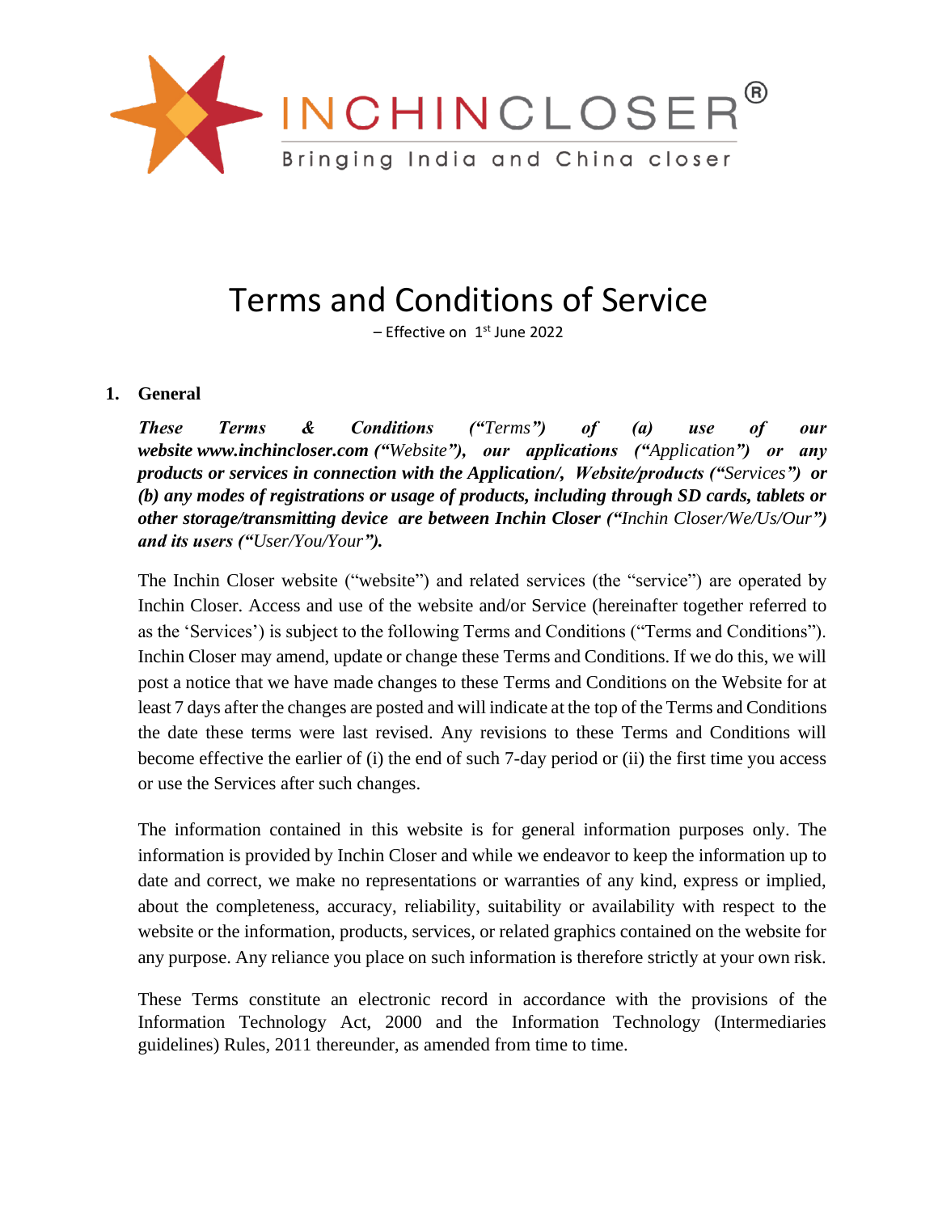INCHINCLOSER®

Bringing India and China closer

# Terms and Conditions of Service

– Effective on 1st June 2022

## 1. General

***These Terms & Conditions (“****Terms****”) of (a) use of our website www.inchincloser.com (“****Website****”), our applications (“****Application****”) or any products or services in connection with the Application/, Website/products (“****Services****”) or (b) any modes of registrations or usage of products, including through SD cards, tablets or other storage/transmitting device are between Inchin Closer (“****Inchin Closer/We/Us/Our****”) and its users (“****User/You/Your****”).***

The Inchin Closer website (“website”) and related services (the “service”) are operated by Inchin Closer. Access and use of the website and/or Service (hereinafter together referred to as the ‘Services’) is subject to the following Terms and Conditions (“Terms and Conditions”). Inchin Closer may amend, update or change these Terms and Conditions. If we do this, we will post a notice that we have made changes to these Terms and Conditions on the Website for at least 7 days after the changes are posted and will indicate at the top of the Terms and Conditions the date these terms were last revised. Any revisions to these Terms and Conditions will become effective the earlier of (i) the end of such 7-day period or (ii) the first time you access or use the Services after such changes.

The information contained in this website is for general information purposes only. The information is provided by Inchin Closer and while we endeavor to keep the information up to date and correct, we make no representations or warranties of any kind, express or implied, about the completeness, accuracy, reliability, suitability or availability with respect to the website or the information, products, services, or related graphics contained on the website for any purpose. Any reliance you place on such information is therefore strictly at your own risk.

These Terms constitute an electronic record in accordance with the provisions of the Information Technology Act, 2000 and the Information Technology (Intermediaries guidelines) Rules, 2011 thereunder, as amended from time to time.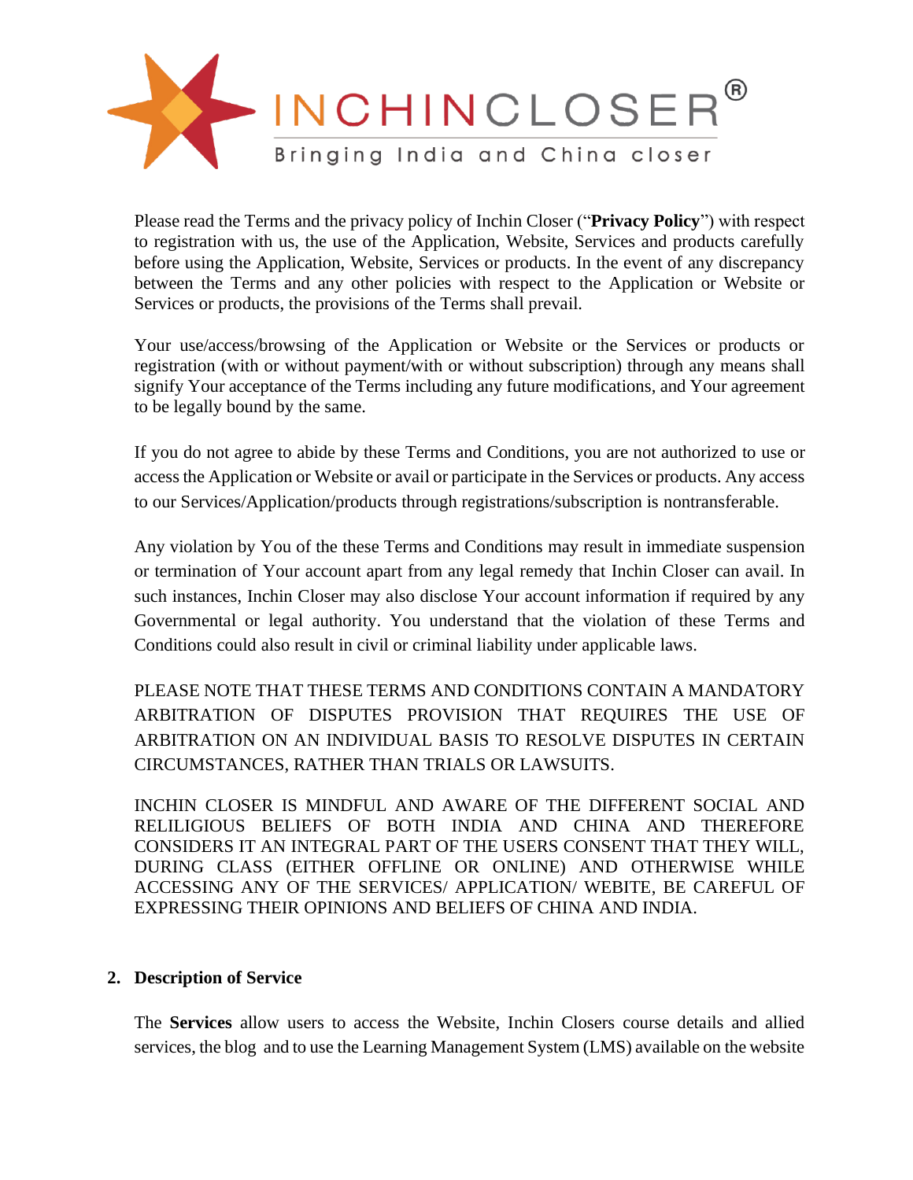Please read the Terms and the privacy policy of Inchin Closer ("**Privacy Policy**") with respect to registration with us, the use of the Application, Website, Services and products carefully before using the Application, Website, Services or products. In the event of any discrepancy between the Terms and any other policies with respect to the Application or Website or Services or products, the provisions of the Terms shall prevail.

Your use/access/browsing of the Application or Website or the Services or products or registration (with or without payment/with or without subscription) through any means shall signify Your acceptance of the Terms including any future modifications, and Your agreement to be legally bound by the same.

If you do not agree to abide by these Terms and Conditions, you are not authorized to use or access the Application or Website or avail or participate in the Services or products. Any access to our Services/Application/products through registrations/subscription is nontransferable.

Any violation by You of the these Terms and Conditions may result in immediate suspension or termination of Your account apart from any legal remedy that Inchin Closer can avail. In such instances, Inchin Closer may also disclose Your account information if required by any Governmental or legal authority. You understand that the violation of these Terms and Conditions could also result in civil or criminal liability under applicable laws.

PLEASE NOTE THAT THESE TERMS AND CONDITIONS CONTAIN A MANDATORY ARBITRATION OF DISPUTES PROVISION THAT REQUIRES THE USE OF ARBITRATION ON AN INDIVIDUAL BASIS TO RESOLVE DISPUTES IN CERTAIN CIRCUMSTANCES, RATHER THAN TRIALS OR LAWSUITS.

INCHIN CLOSER IS MINDFUL AND AWARE OF THE DIFFERENT SOCIAL AND RELILIGIOUS BELIEFS OF BOTH INDIA AND CHINA AND THEREFORE CONSIDERS IT AN INTEGRAL PART OF THE USERS CONSENT THAT THEY WILL, DURING CLASS (EITHER OFFLINE OR ONLINE) AND OTHERWISE WHILE ACCESSING ANY OF THE SERVICES/ APPLICATION/ WEBITE, BE CAREFUL OF EXPRESSING THEIR OPINIONS AND BELIEFS OF CHINA AND INDIA.

## 2. Description of Service

The **Services** allow users to access the Website, Inchin Closers course details and allied services, the blog and to use the Learning Management System (LMS) available on the website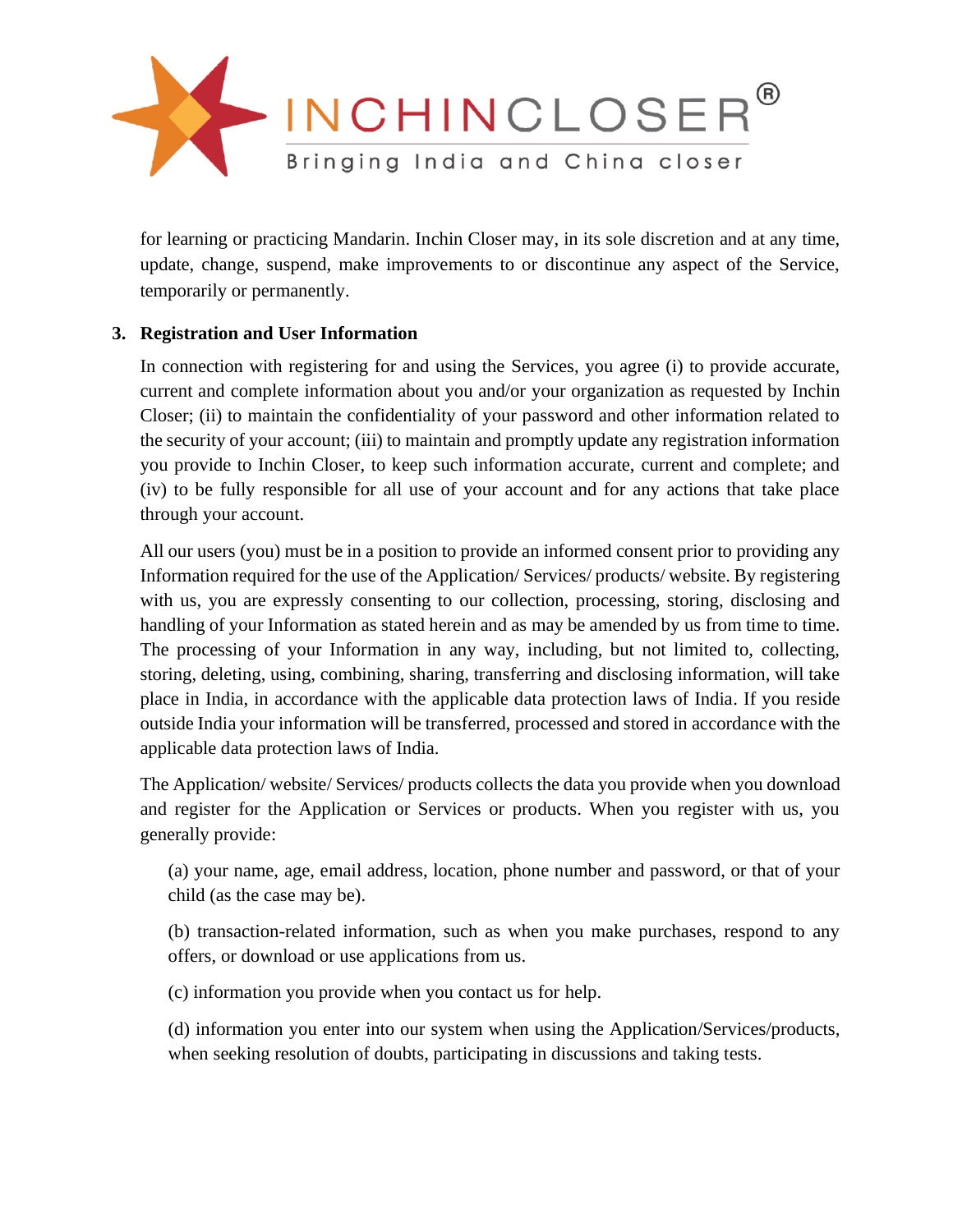for learning or practicing Mandarin. Inchin Closer may, in its sole discretion and at any time, update, change, suspend, make improvements to or discontinue any aspect of the Service, temporarily or permanently.

**3. Registration and User Information**

In connection with registering for and using the Services, you agree (i) to provide accurate, current and complete information about you and/or your organization as requested by Inchin Closer; (ii) to maintain the confidentiality of your password and other information related to the security of your account; (iii) to maintain and promptly update any registration information you provide to Inchin Closer, to keep such information accurate, current and complete; and (iv) to be fully responsible for all use of your account and for any actions that take place through your account.

All our users (you) must be in a position to provide an informed consent prior to providing any Information required for the use of the Application/ Services/ products/ website. By registering with us, you are expressly consenting to our collection, processing, storing, disclosing and handling of your Information as stated herein and as may be amended by us from time to time. The processing of your Information in any way, including, but not limited to, collecting, storing, deleting, using, combining, sharing, transferring and disclosing information, will take place in India, in accordance with the applicable data protection laws of India. If you reside outside India your information will be transferred, processed and stored in accordance with the applicable data protection laws of India.

The Application/ website/ Services/ products collects the data you provide when you download and register for the Application or Services or products. When you register with us, you generally provide:

(a) your name, age, email address, location, phone number and password, or that of your child (as the case may be).

(b) transaction-related information, such as when you make purchases, respond to any offers, or download or use applications from us.

(c) information you provide when you contact us for help.

(d) information you enter into our system when using the Application/Services/products, when seeking resolution of doubts, participating in discussions and taking tests.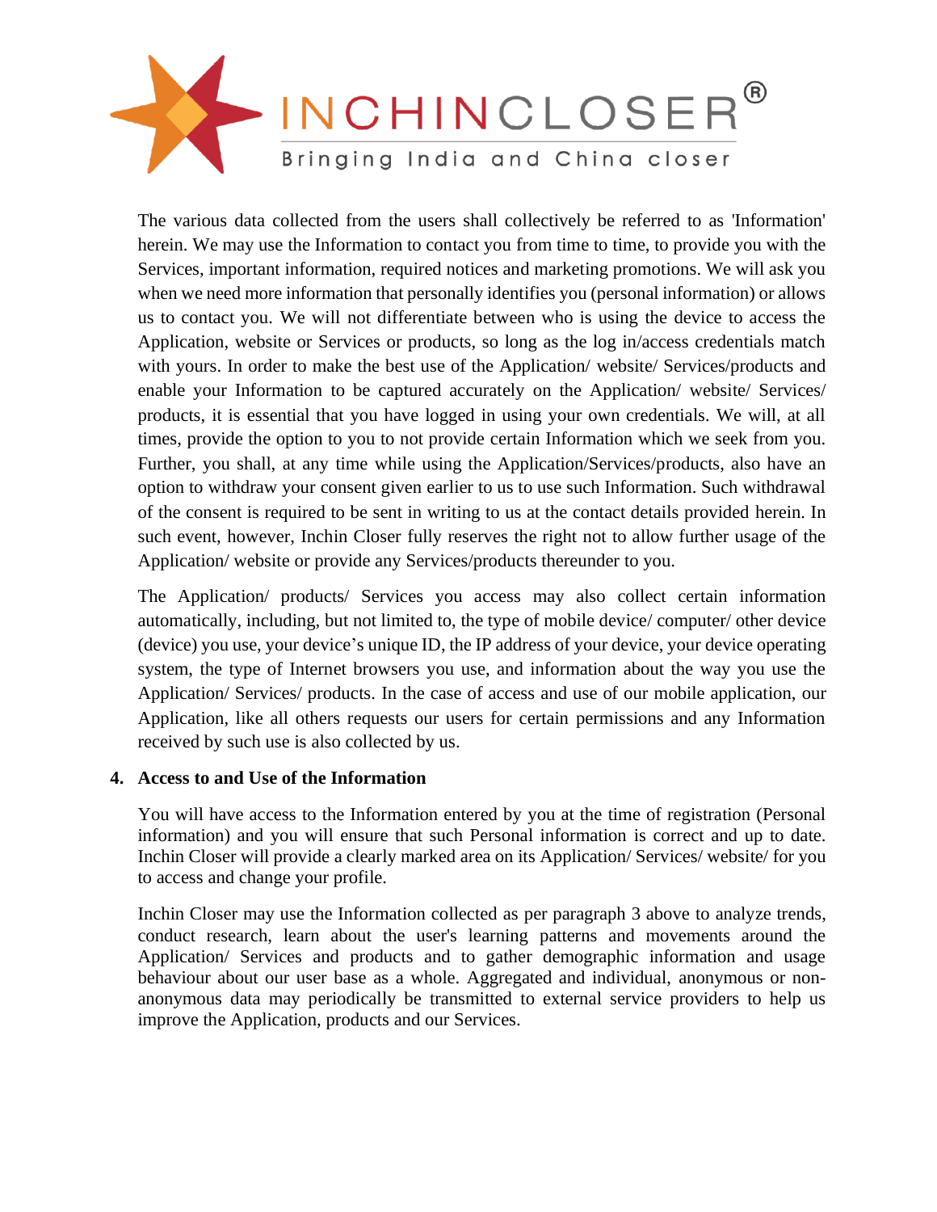The various data collected from the users shall collectively be referred to as 'Information' herein. We may use the Information to contact you from time to time, to provide you with the Services, important information, required notices and marketing promotions. We will ask you when we need more information that personally identifies you (personal information) or allows us to contact you. We will not differentiate between who is using the device to access the Application, website or Services or products, so long as the log in/access credentials match with yours. In order to make the best use of the Application/ website/ Services/products and enable your Information to be captured accurately on the Application/ website/ Services/ products, it is essential that you have logged in using your own credentials. We will, at all times, provide the option to you to not provide certain Information which we seek from you. Further, you shall, at any time while using the Application/Services/products, also have an option to withdraw your consent given earlier to us to use such Information. Such withdrawal of the consent is required to be sent in writing to us at the contact details provided herein. In such event, however, Inchin Closer fully reserves the right not to allow further usage of the Application/ website or provide any Services/products thereunder to you.

The Application/ products/ Services you access may also collect certain information automatically, including, but not limited to, the type of mobile device/ computer/ other device (device) you use, your device's unique ID, the IP address of your device, your device operating system, the type of Internet browsers you use, and information about the way you use the Application/ Services/ products. In the case of access and use of our mobile application, our Application, like all others requests our users for certain permissions and any Information received by such use is also collected by us.

**4. Access to and Use of the Information**

You will have access to the Information entered by you at the time of registration (Personal information) and you will ensure that such Personal information is correct and up to date. Inchin Closer will provide a clearly marked area on its Application/ Services/ website/ for you to access and change your profile.

Inchin Closer may use the Information collected as per paragraph 3 above to analyze trends, conduct research, learn about the user's learning patterns and movements around the Application/ Services and products and to gather demographic information and usage behaviour about our user base as a whole. Aggregated and individual, anonymous or non-anonymous data may periodically be transmitted to external service providers to help us improve the Application, products and our Services.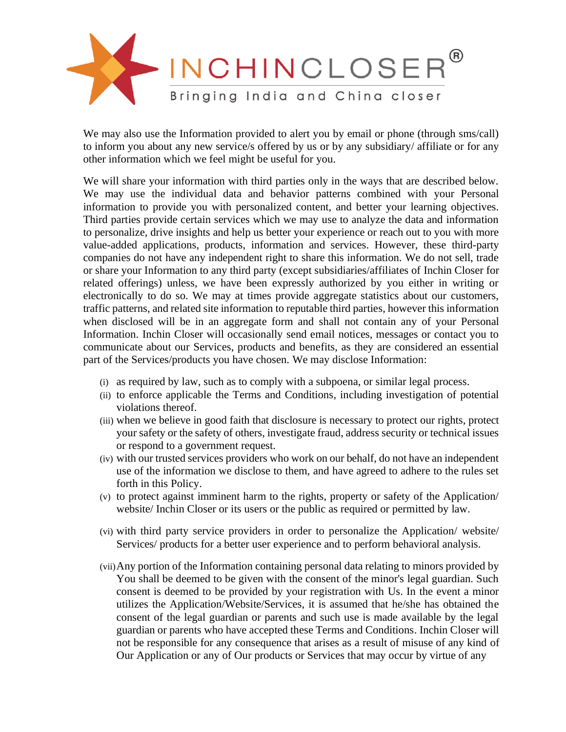We may also use the Information provided to alert you by email or phone (through sms/call) to inform you about any new service/s offered by us or by any subsidiary/ affiliate or for any other information which we feel might be useful for you.

We will share your information with third parties only in the ways that are described below. We may use the individual data and behavior patterns combined with your Personal information to provide you with personalized content, and better your learning objectives. Third parties provide certain services which we may use to analyze the data and information to personalize, drive insights and help us better your experience or reach out to you with more value-added applications, products, information and services. However, these third-party companies do not have any independent right to share this information. We do not sell, trade or share your Information to any third party (except subsidiaries/affiliates of Inchin Closer for related offerings) unless, we have been expressly authorized by you either in writing or electronically to do so. We may at times provide aggregate statistics about our customers, traffic patterns, and related site information to reputable third parties, however this information when disclosed will be in an aggregate form and shall not contain any of your Personal Information. Inchin Closer will occasionally send email notices, messages or contact you to communicate about our Services, products and benefits, as they are considered an essential part of the Services/products you have chosen. We may disclose Information:

(i) as required by law, such as to comply with a subpoena, or similar legal process.

(ii) to enforce applicable the Terms and Conditions, including investigation of potential violations thereof.

(iii) when we believe in good faith that disclosure is necessary to protect our rights, protect your safety or the safety of others, investigate fraud, address security or technical issues or respond to a government request.

(iv) with our trusted services providers who work on our behalf, do not have an independent use of the information we disclose to them, and have agreed to adhere to the rules set forth in this Policy.

(v) to protect against imminent harm to the rights, property or safety of the Application/ website/ Inchin Closer or its users or the public as required or permitted by law.

(vi) with third party service providers in order to personalize the Application/ website/ Services/ products for a better user experience and to perform behavioral analysis.

(vii) Any portion of the Information containing personal data relating to minors provided by You shall be deemed to be given with the consent of the minor's legal guardian. Such consent is deemed to be provided by your registration with Us. In the event a minor utilizes the Application/Website/Services, it is assumed that he/she has obtained the consent of the legal guardian or parents and such use is made available by the legal guardian or parents who have accepted these Terms and Conditions. Inchin Closer will not be responsible for any consequence that arises as a result of misuse of any kind of Our Application or any of Our products or Services that may occur by virtue of any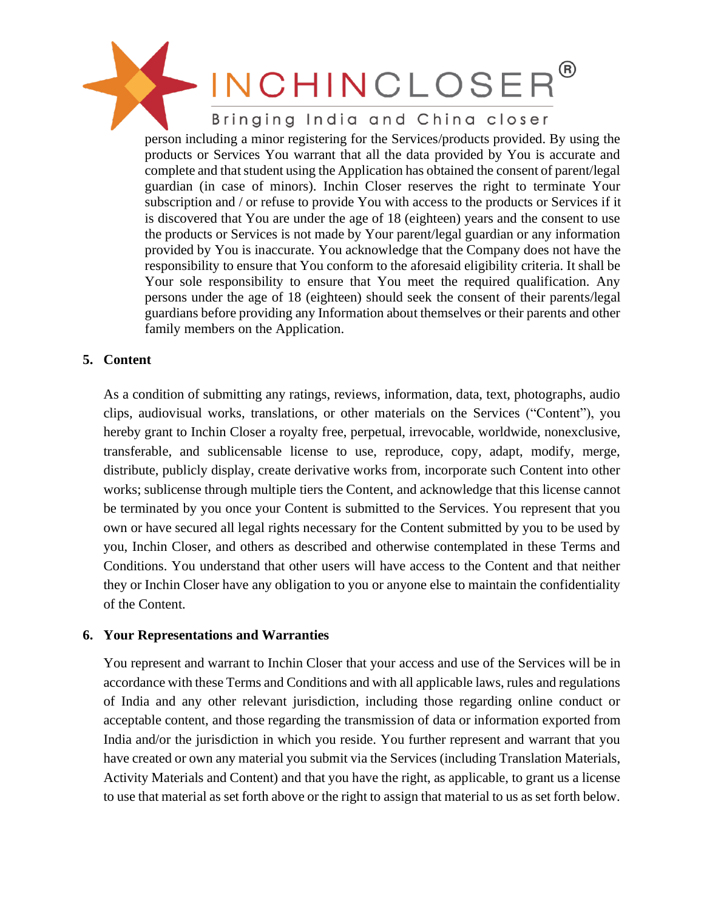person including a minor registering for the Services/products provided. By using the products or Services You warrant that all the data provided by You is accurate and complete and that student using the Application has obtained the consent of parent/legal guardian (in case of minors). Inchin Closer reserves the right to terminate Your subscription and / or refuse to provide You with access to the products or Services if it is discovered that You are under the age of 18 (eighteen) years and the consent to use the products or Services is not made by Your parent/legal guardian or any information provided by You is inaccurate. You acknowledge that the Company does not have the responsibility to ensure that You conform to the aforesaid eligibility criteria. It shall be Your sole responsibility to ensure that You meet the required qualification. Any persons under the age of 18 (eighteen) should seek the consent of their parents/legal guardians before providing any Information about themselves or their parents and other family members on the Application.

## 5. Content

As a condition of submitting any ratings, reviews, information, data, text, photographs, audio clips, audiovisual works, translations, or other materials on the Services ("Content"), you hereby grant to Inchin Closer a royalty free, perpetual, irrevocable, worldwide, nonexclusive, transferable, and sublicensable license to use, reproduce, copy, adapt, modify, merge, distribute, publicly display, create derivative works from, incorporate such Content into other works; sublicense through multiple tiers the Content, and acknowledge that this license cannot be terminated by you once your Content is submitted to the Services. You represent that you own or have secured all legal rights necessary for the Content submitted by you to be used by you, Inchin Closer, and others as described and otherwise contemplated in these Terms and Conditions. You understand that other users will have access to the Content and that neither they or Inchin Closer have any obligation to you or anyone else to maintain the confidentiality of the Content.

## 6. Your Representations and Warranties

You represent and warrant to Inchin Closer that your access and use of the Services will be in accordance with these Terms and Conditions and with all applicable laws, rules and regulations of India and any other relevant jurisdiction, including those regarding online conduct or acceptable content, and those regarding the transmission of data or information exported from India and/or the jurisdiction in which you reside. You further represent and warrant that you have created or own any material you submit via the Services (including Translation Materials, Activity Materials and Content) and that you have the right, as applicable, to grant us a license to use that material as set forth above or the right to assign that material to us as set forth below.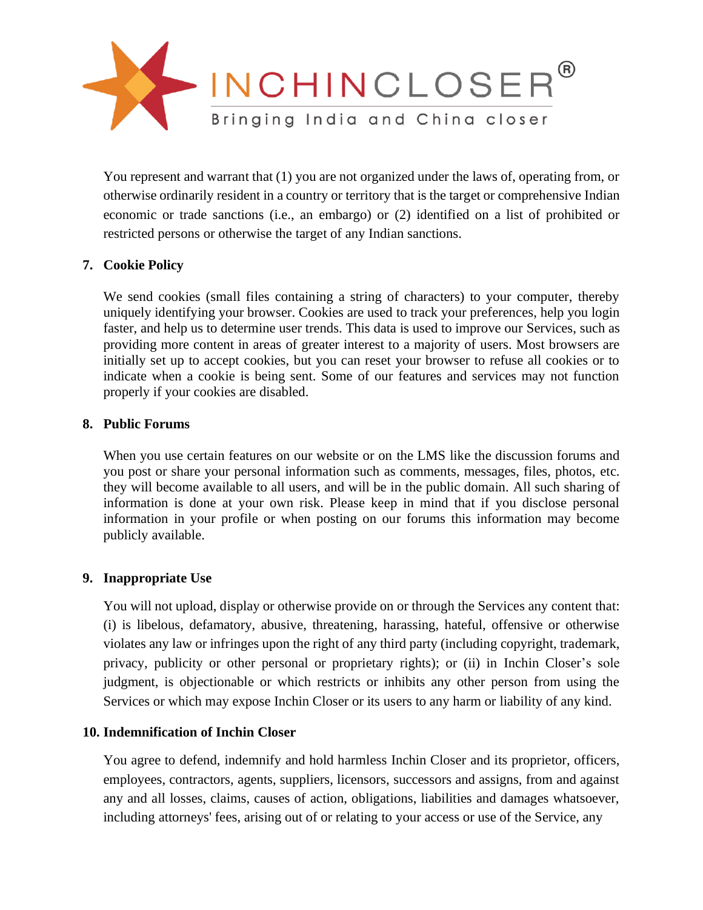You represent and warrant that (1) you are not organized under the laws of, operating from, or otherwise ordinarily resident in a country or territory that is the target or comprehensive Indian economic or trade sanctions (i.e., an embargo) or (2) identified on a list of prohibited or restricted persons or otherwise the target of any Indian sanctions.

## 7. Cookie Policy

We send cookies (small files containing a string of characters) to your computer, thereby uniquely identifying your browser. Cookies are used to track your preferences, help you login faster, and help us to determine user trends. This data is used to improve our Services, such as providing more content in areas of greater interest to a majority of users. Most browsers are initially set up to accept cookies, but you can reset your browser to refuse all cookies or to indicate when a cookie is being sent. Some of our features and services may not function properly if your cookies are disabled.

## 8. Public Forums

When you use certain features on our website or on the LMS like the discussion forums and you post or share your personal information such as comments, messages, files, photos, etc. they will become available to all users, and will be in the public domain. All such sharing of information is done at your own risk. Please keep in mind that if you disclose personal information in your profile or when posting on our forums this information may become publicly available.

## 9. Inappropriate Use

You will not upload, display or otherwise provide on or through the Services any content that: (i) is libelous, defamatory, abusive, threatening, harassing, hateful, offensive or otherwise violates any law or infringes upon the right of any third party (including copyright, trademark, privacy, publicity or other personal or proprietary rights); or (ii) in Inchin Closer's sole judgment, is objectionable or which restricts or inhibits any other person from using the Services or which may expose Inchin Closer or its users to any harm or liability of any kind.

## 10. Indemnification of Inchin Closer

You agree to defend, indemnify and hold harmless Inchin Closer and its proprietor, officers, employees, contractors, agents, suppliers, licensors, successors and assigns, from and against any and all losses, claims, causes of action, obligations, liabilities and damages whatsoever, including attorneys' fees, arising out of or relating to your access or use of the Service, any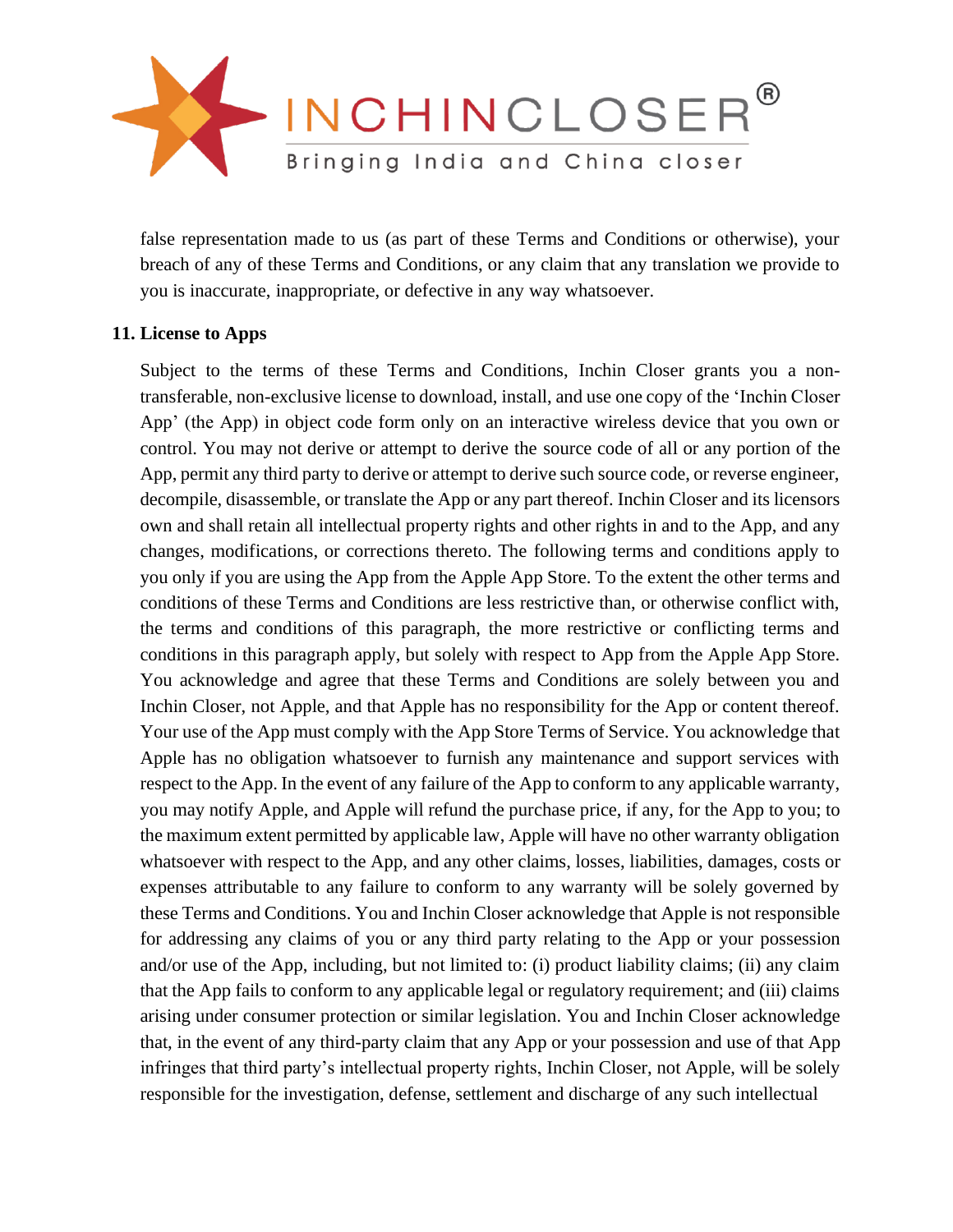false representation made to us (as part of these Terms and Conditions or otherwise), your breach of any of these Terms and Conditions, or any claim that any translation we provide to you is inaccurate, inappropriate, or defective in any way whatsoever.

## 11. License to Apps

Subject to the terms of these Terms and Conditions, Inchin Closer grants you a non-transferable, non-exclusive license to download, install, and use one copy of the 'Inchin Closer App' (the App) in object code form only on an interactive wireless device that you own or control. You may not derive or attempt to derive the source code of all or any portion of the App, permit any third party to derive or attempt to derive such source code, or reverse engineer, decompile, disassemble, or translate the App or any part thereof. Inchin Closer and its licensors own and shall retain all intellectual property rights and other rights in and to the App, and any changes, modifications, or corrections thereto. The following terms and conditions apply to you only if you are using the App from the Apple App Store. To the extent the other terms and conditions of these Terms and Conditions are less restrictive than, or otherwise conflict with, the terms and conditions of this paragraph, the more restrictive or conflicting terms and conditions in this paragraph apply, but solely with respect to App from the Apple App Store. You acknowledge and agree that these Terms and Conditions are solely between you and Inchin Closer, not Apple, and that Apple has no responsibility for the App or content thereof. Your use of the App must comply with the App Store Terms of Service. You acknowledge that Apple has no obligation whatsoever to furnish any maintenance and support services with respect to the App. In the event of any failure of the App to conform to any applicable warranty, you may notify Apple, and Apple will refund the purchase price, if any, for the App to you; to the maximum extent permitted by applicable law, Apple will have no other warranty obligation whatsoever with respect to the App, and any other claims, losses, liabilities, damages, costs or expenses attributable to any failure to conform to any warranty will be solely governed by these Terms and Conditions. You and Inchin Closer acknowledge that Apple is not responsible for addressing any claims of you or any third party relating to the App or your possession and/or use of the App, including, but not limited to: (i) product liability claims; (ii) any claim that the App fails to conform to any applicable legal or regulatory requirement; and (iii) claims arising under consumer protection or similar legislation. You and Inchin Closer acknowledge that, in the event of any third-party claim that any App or your possession and use of that App infringes that third party's intellectual property rights, Inchin Closer, not Apple, will be solely responsible for the investigation, defense, settlement and discharge of any such intellectual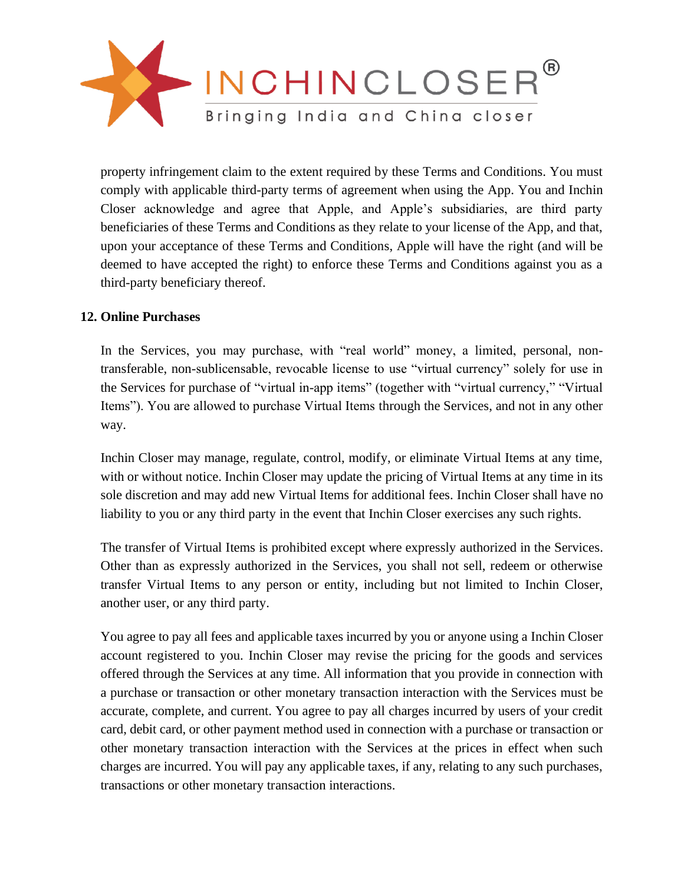property infringement claim to the extent required by these Terms and Conditions. You must comply with applicable third-party terms of agreement when using the App. You and Inchin Closer acknowledge and agree that Apple, and Apple's subsidiaries, are third party beneficiaries of these Terms and Conditions as they relate to your license of the App, and that, upon your acceptance of these Terms and Conditions, Apple will have the right (and will be deemed to have accepted the right) to enforce these Terms and Conditions against you as a third-party beneficiary thereof.

**12. Online Purchases**

In the Services, you may purchase, with "real world" money, a limited, personal, non-transferable, non-sublicensable, revocable license to use "virtual currency" solely for use in the Services for purchase of "virtual in-app items" (together with "virtual currency," "Virtual Items"). You are allowed to purchase Virtual Items through the Services, and not in any other way.

Inchin Closer may manage, regulate, control, modify, or eliminate Virtual Items at any time, with or without notice. Inchin Closer may update the pricing of Virtual Items at any time in its sole discretion and may add new Virtual Items for additional fees. Inchin Closer shall have no liability to you or any third party in the event that Inchin Closer exercises any such rights.

The transfer of Virtual Items is prohibited except where expressly authorized in the Services. Other than as expressly authorized in the Services, you shall not sell, redeem or otherwise transfer Virtual Items to any person or entity, including but not limited to Inchin Closer, another user, or any third party.

You agree to pay all fees and applicable taxes incurred by you or anyone using a Inchin Closer account registered to you. Inchin Closer may revise the pricing for the goods and services offered through the Services at any time. All information that you provide in connection with a purchase or transaction or other monetary transaction interaction with the Services must be accurate, complete, and current. You agree to pay all charges incurred by users of your credit card, debit card, or other payment method used in connection with a purchase or transaction or other monetary transaction interaction with the Services at the prices in effect when such charges are incurred. You will pay any applicable taxes, if any, relating to any such purchases, transactions or other monetary transaction interactions.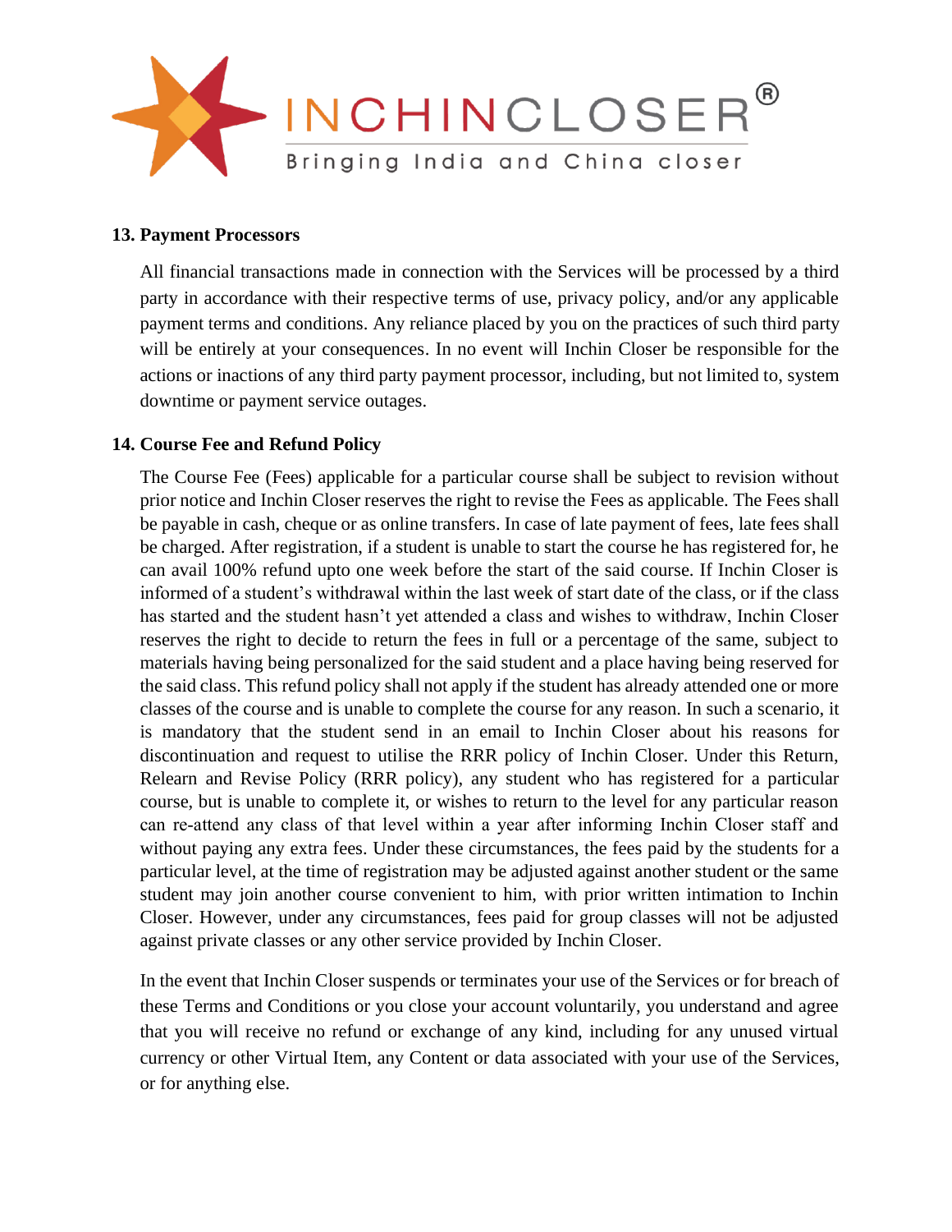### 13. Payment Processors

All financial transactions made in connection with the Services will be processed by a third party in accordance with their respective terms of use, privacy policy, and/or any applicable payment terms and conditions. Any reliance placed by you on the practices of such third party will be entirely at your consequences. In no event will Inchin Closer be responsible for the actions or inactions of any third party payment processor, including, but not limited to, system downtime or payment service outages.

### 14. Course Fee and Refund Policy

The Course Fee (Fees) applicable for a particular course shall be subject to revision without prior notice and Inchin Closer reserves the right to revise the Fees as applicable. The Fees shall be payable in cash, cheque or as online transfers. In case of late payment of fees, late fees shall be charged. After registration, if a student is unable to start the course he has registered for, he can avail 100% refund upto one week before the start of the said course. If Inchin Closer is informed of a student's withdrawal within the last week of start date of the class, or if the class has started and the student hasn't yet attended a class and wishes to withdraw, Inchin Closer reserves the right to decide to return the fees in full or a percentage of the same, subject to materials having being personalized for the said student and a place having being reserved for the said class. This refund policy shall not apply if the student has already attended one or more classes of the course and is unable to complete the course for any reason. In such a scenario, it is mandatory that the student send in an email to Inchin Closer about his reasons for discontinuation and request to utilise the RRR policy of Inchin Closer. Under this Return, Relearn and Revise Policy (RRR policy), any student who has registered for a particular course, but is unable to complete it, or wishes to return to the level for any particular reason can re-attend any class of that level within a year after informing Inchin Closer staff and without paying any extra fees. Under these circumstances, the fees paid by the students for a particular level, at the time of registration may be adjusted against another student or the same student may join another course convenient to him, with prior written intimation to Inchin Closer. However, under any circumstances, fees paid for group classes will not be adjusted against private classes or any other service provided by Inchin Closer.

In the event that Inchin Closer suspends or terminates your use of the Services or for breach of these Terms and Conditions or you close your account voluntarily, you understand and agree that you will receive no refund or exchange of any kind, including for any unused virtual currency or other Virtual Item, any Content or data associated with your use of the Services, or for anything else.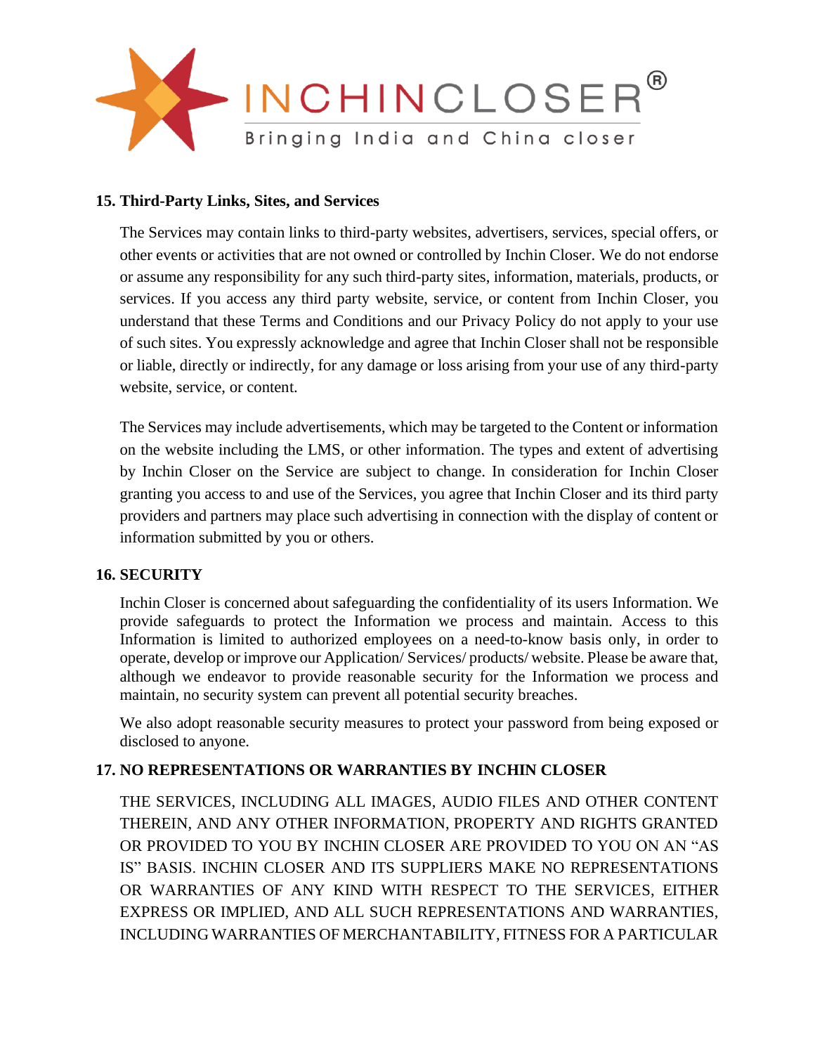## 15. Third-Party Links, Sites, and Services

The Services may contain links to third-party websites, advertisers, services, special offers, or other events or activities that are not owned or controlled by Inchin Closer. We do not endorse or assume any responsibility for any such third-party sites, information, materials, products, or services. If you access any third party website, service, or content from Inchin Closer, you understand that these Terms and Conditions and our Privacy Policy do not apply to your use of such sites. You expressly acknowledge and agree that Inchin Closer shall not be responsible or liable, directly or indirectly, for any damage or loss arising from your use of any third-party website, service, or content.

The Services may include advertisements, which may be targeted to the Content or information on the website including the LMS, or other information. The types and extent of advertising by Inchin Closer on the Service are subject to change. In consideration for Inchin Closer granting you access to and use of the Services, you agree that Inchin Closer and its third party providers and partners may place such advertising in connection with the display of content or information submitted by you or others.

## 16. SECURITY

Inchin Closer is concerned about safeguarding the confidentiality of its users Information. We provide safeguards to protect the Information we process and maintain. Access to this Information is limited to authorized employees on a need-to-know basis only, in order to operate, develop or improve our Application/ Services/ products/ website. Please be aware that, although we endeavor to provide reasonable security for the Information we process and maintain, no security system can prevent all potential security breaches.

We also adopt reasonable security measures to protect your password from being exposed or disclosed to anyone.

## 17. NO REPRESENTATIONS OR WARRANTIES BY INCHIN CLOSER

THE SERVICES, INCLUDING ALL IMAGES, AUDIO FILES AND OTHER CONTENT THEREIN, AND ANY OTHER INFORMATION, PROPERTY AND RIGHTS GRANTED OR PROVIDED TO YOU BY INCHIN CLOSER ARE PROVIDED TO YOU ON AN "AS IS" BASIS. INCHIN CLOSER AND ITS SUPPLIERS MAKE NO REPRESENTATIONS OR WARRANTIES OF ANY KIND WITH RESPECT TO THE SERVICES, EITHER EXPRESS OR IMPLIED, AND ALL SUCH REPRESENTATIONS AND WARRANTIES, INCLUDING WARRANTIES OF MERCHANTABILITY, FITNESS FOR A PARTICULAR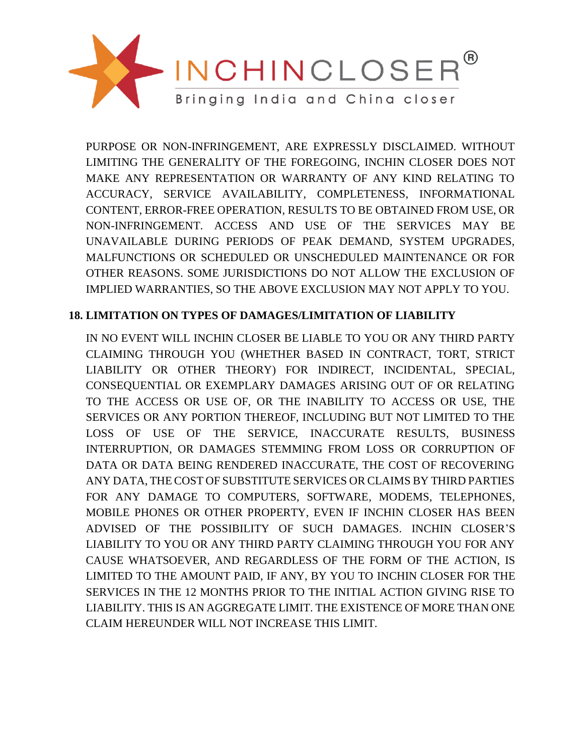PURPOSE OR NON-INFRINGEMENT, ARE EXPRESSLY DISCLAIMED. WITHOUT LIMITING THE GENERALITY OF THE FOREGOING, INCHIN CLOSER DOES NOT MAKE ANY REPRESENTATION OR WARRANTY OF ANY KIND RELATING TO ACCURACY, SERVICE AVAILABILITY, COMPLETENESS, INFORMATIONAL CONTENT, ERROR-FREE OPERATION, RESULTS TO BE OBTAINED FROM USE, OR NON-INFRINGEMENT. ACCESS AND USE OF THE SERVICES MAY BE UNAVAILABLE DURING PERIODS OF PEAK DEMAND, SYSTEM UPGRADES, MALFUNCTIONS OR SCHEDULED OR UNSCHEDULED MAINTENANCE OR FOR OTHER REASONS. SOME JURISDICTIONS DO NOT ALLOW THE EXCLUSION OF IMPLIED WARRANTIES, SO THE ABOVE EXCLUSION MAY NOT APPLY TO YOU.

**18. LIMITATION ON TYPES OF DAMAGES/LIMITATION OF LIABILITY**

IN NO EVENT WILL INCHIN CLOSER BE LIABLE TO YOU OR ANY THIRD PARTY CLAIMING THROUGH YOU (WHETHER BASED IN CONTRACT, TORT, STRICT LIABILITY OR OTHER THEORY) FOR INDIRECT, INCIDENTAL, SPECIAL, CONSEQUENTIAL OR EXEMPLARY DAMAGES ARISING OUT OF OR RELATING TO THE ACCESS OR USE OF, OR THE INABILITY TO ACCESS OR USE, THE SERVICES OR ANY PORTION THEREOF, INCLUDING BUT NOT LIMITED TO THE LOSS OF USE OF THE SERVICE, INACCURATE RESULTS, BUSINESS INTERRUPTION, OR DAMAGES STEMMING FROM LOSS OR CORRUPTION OF DATA OR DATA BEING RENDERED INACCURATE, THE COST OF RECOVERING ANY DATA, THE COST OF SUBSTITUTE SERVICES OR CLAIMS BY THIRD PARTIES FOR ANY DAMAGE TO COMPUTERS, SOFTWARE, MODEMS, TELEPHONES, MOBILE PHONES OR OTHER PROPERTY, EVEN IF INCHIN CLOSER HAS BEEN ADVISED OF THE POSSIBILITY OF SUCH DAMAGES. INCHIN CLOSER'S LIABILITY TO YOU OR ANY THIRD PARTY CLAIMING THROUGH YOU FOR ANY CAUSE WHATSOEVER, AND REGARDLESS OF THE FORM OF THE ACTION, IS LIMITED TO THE AMOUNT PAID, IF ANY, BY YOU TO INCHIN CLOSER FOR THE SERVICES IN THE 12 MONTHS PRIOR TO THE INITIAL ACTION GIVING RISE TO LIABILITY. THIS IS AN AGGREGATE LIMIT. THE EXISTENCE OF MORE THAN ONE CLAIM HEREUNDER WILL NOT INCREASE THIS LIMIT.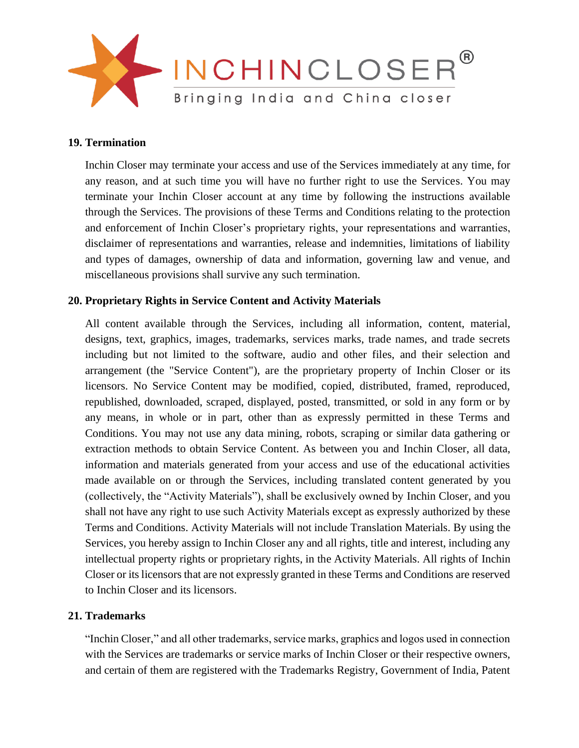## 19. Termination

Inchin Closer may terminate your access and use of the Services immediately at any time, for any reason, and at such time you will have no further right to use the Services. You may terminate your Inchin Closer account at any time by following the instructions available through the Services. The provisions of these Terms and Conditions relating to the protection and enforcement of Inchin Closer's proprietary rights, your representations and warranties, disclaimer of representations and warranties, release and indemnities, limitations of liability and types of damages, ownership of data and information, governing law and venue, and miscellaneous provisions shall survive any such termination.

## 20. Proprietary Rights in Service Content and Activity Materials

All content available through the Services, including all information, content, material, designs, text, graphics, images, trademarks, services marks, trade names, and trade secrets including but not limited to the software, audio and other files, and their selection and arrangement (the "Service Content"), are the proprietary property of Inchin Closer or its licensors. No Service Content may be modified, copied, distributed, framed, reproduced, republished, downloaded, scraped, displayed, posted, transmitted, or sold in any form or by any means, in whole or in part, other than as expressly permitted in these Terms and Conditions. You may not use any data mining, robots, scraping or similar data gathering or extraction methods to obtain Service Content. As between you and Inchin Closer, all data, information and materials generated from your access and use of the educational activities made available on or through the Services, including translated content generated by you (collectively, the "Activity Materials"), shall be exclusively owned by Inchin Closer, and you shall not have any right to use such Activity Materials except as expressly authorized by these Terms and Conditions. Activity Materials will not include Translation Materials. By using the Services, you hereby assign to Inchin Closer any and all rights, title and interest, including any intellectual property rights or proprietary rights, in the Activity Materials. All rights of Inchin Closer or its licensors that are not expressly granted in these Terms and Conditions are reserved to Inchin Closer and its licensors.

## 21. Trademarks

"Inchin Closer," and all other trademarks, service marks, graphics and logos used in connection with the Services are trademarks or service marks of Inchin Closer or their respective owners, and certain of them are registered with the Trademarks Registry, Government of India, Patent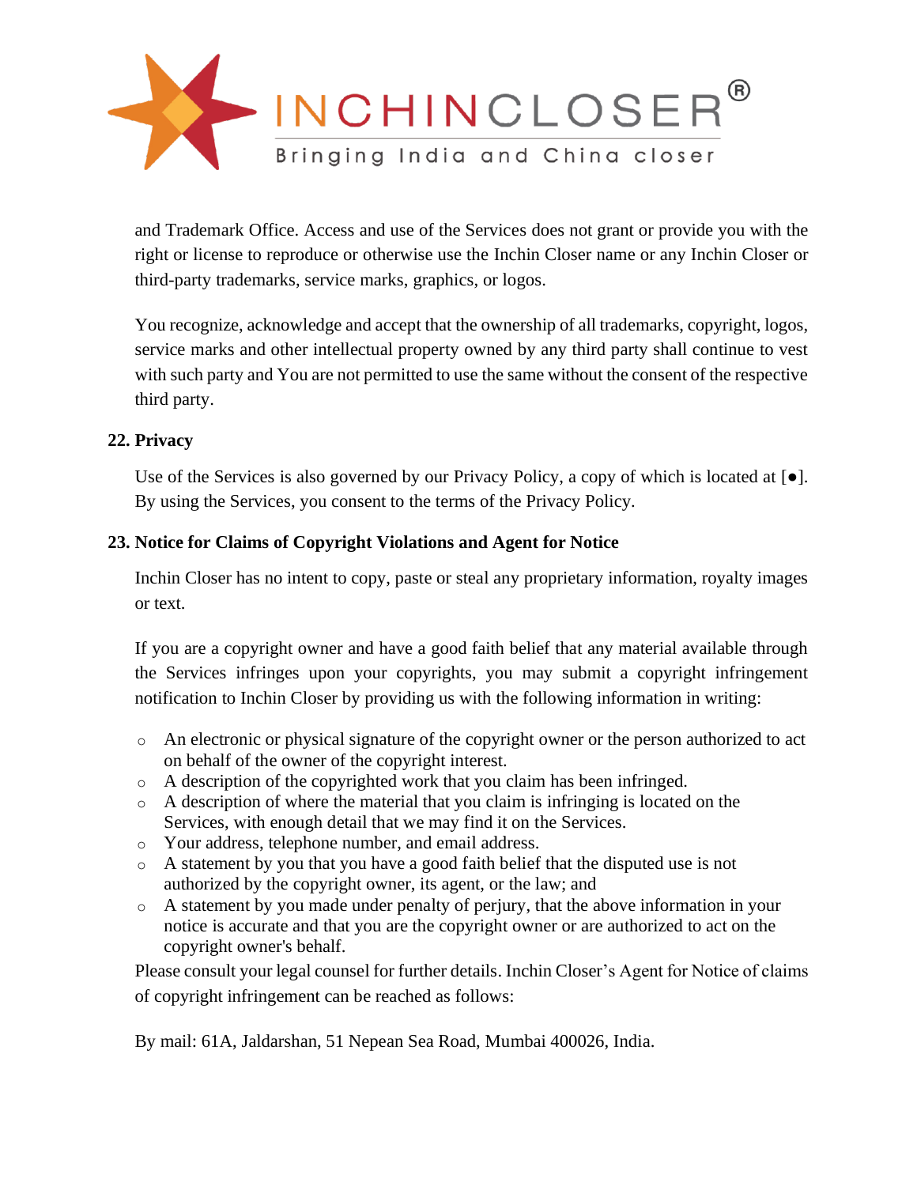and Trademark Office. Access and use of the Services does not grant or provide you with the right or license to reproduce or otherwise use the Inchin Closer name or any Inchin Closer or third-party trademarks, service marks, graphics, or logos.

You recognize, acknowledge and accept that the ownership of all trademarks, copyright, logos, service marks and other intellectual property owned by any third party shall continue to vest with such party and You are not permitted to use the same without the consent of the respective third party.

**22. Privacy**

Use of the Services is also governed by our Privacy Policy, a copy of which is located at [●]. By using the Services, you consent to the terms of the Privacy Policy.

**23. Notice for Claims of Copyright Violations and Agent for Notice**

Inchin Closer has no intent to copy, paste or steal any proprietary information, royalty images or text.

If you are a copyright owner and have a good faith belief that any material available through the Services infringes upon your copyrights, you may submit a copyright infringement notification to Inchin Closer by providing us with the following information in writing:

- An electronic or physical signature of the copyright owner or the person authorized to act on behalf of the owner of the copyright interest.
- A description of the copyrighted work that you claim has been infringed.
- A description of where the material that you claim is infringing is located on the Services, with enough detail that we may find it on the Services.
- Your address, telephone number, and email address.
- A statement by you that you have a good faith belief that the disputed use is not authorized by the copyright owner, its agent, or the law; and
- A statement by you made under penalty of perjury, that the above information in your notice is accurate and that you are the copyright owner or are authorized to act on the copyright owner's behalf.

Please consult your legal counsel for further details. Inchin Closer's Agent for Notice of claims of copyright infringement can be reached as follows:

By mail: 61A, Jaldarshan, 51 Nepean Sea Road, Mumbai 400026, India.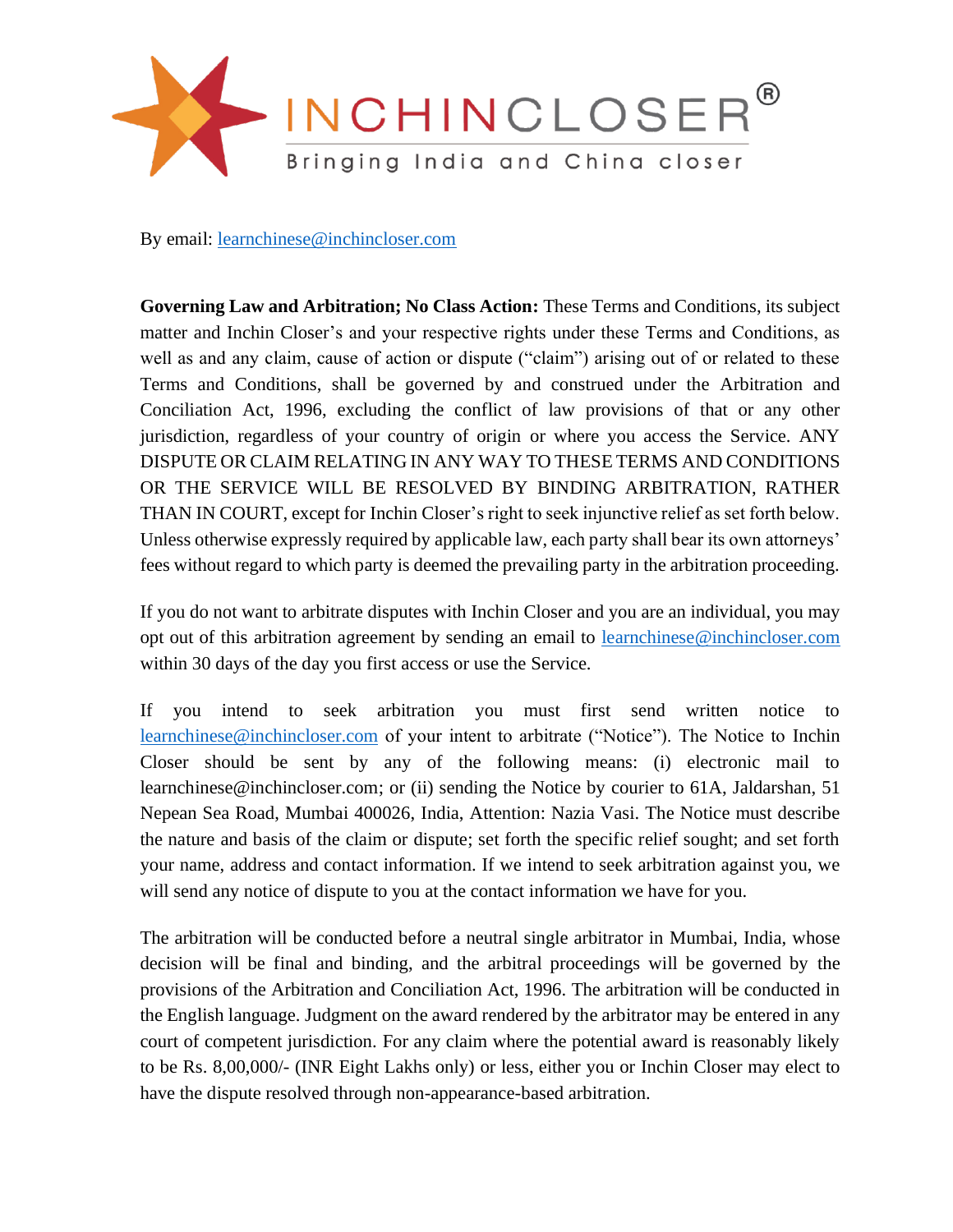By email: learnchinese@inchincloser.com

**Governing Law and Arbitration; No Class Action:** These Terms and Conditions, its subject matter and Inchin Closer's and your respective rights under these Terms and Conditions, as well as and any claim, cause of action or dispute ("claim") arising out of or related to these Terms and Conditions, shall be governed by and construed under the Arbitration and Conciliation Act, 1996, excluding the conflict of law provisions of that or any other jurisdiction, regardless of your country of origin or where you access the Service. ANY DISPUTE OR CLAIM RELATING IN ANY WAY TO THESE TERMS AND CONDITIONS OR THE SERVICE WILL BE RESOLVED BY BINDING ARBITRATION, RATHER THAN IN COURT, except for Inchin Closer's right to seek injunctive relief as set forth below. Unless otherwise expressly required by applicable law, each party shall bear its own attorneys' fees without regard to which party is deemed the prevailing party in the arbitration proceeding.

If you do not want to arbitrate disputes with Inchin Closer and you are an individual, you may opt out of this arbitration agreement by sending an email to learnchinese@inchincloser.com within 30 days of the day you first access or use the Service.

If you intend to seek arbitration you must first send written notice to learnchinese@inchincloser.com of your intent to arbitrate ("Notice"). The Notice to Inchin Closer should be sent by any of the following means: (i) electronic mail to learnchinese@inchincloser.com; or (ii) sending the Notice by courier to 61A, Jaldarshan, 51 Nepean Sea Road, Mumbai 400026, India, Attention: Nazia Vasi. The Notice must describe the nature and basis of the claim or dispute; set forth the specific relief sought; and set forth your name, address and contact information. If we intend to seek arbitration against you, we will send any notice of dispute to you at the contact information we have for you.

The arbitration will be conducted before a neutral single arbitrator in Mumbai, India, whose decision will be final and binding, and the arbitral proceedings will be governed by the provisions of the Arbitration and Conciliation Act, 1996. The arbitration will be conducted in the English language. Judgment on the award rendered by the arbitrator may be entered in any court of competent jurisdiction. For any claim where the potential award is reasonably likely to be Rs. 8,00,000/- (INR Eight Lakhs only) or less, either you or Inchin Closer may elect to have the dispute resolved through non-appearance-based arbitration.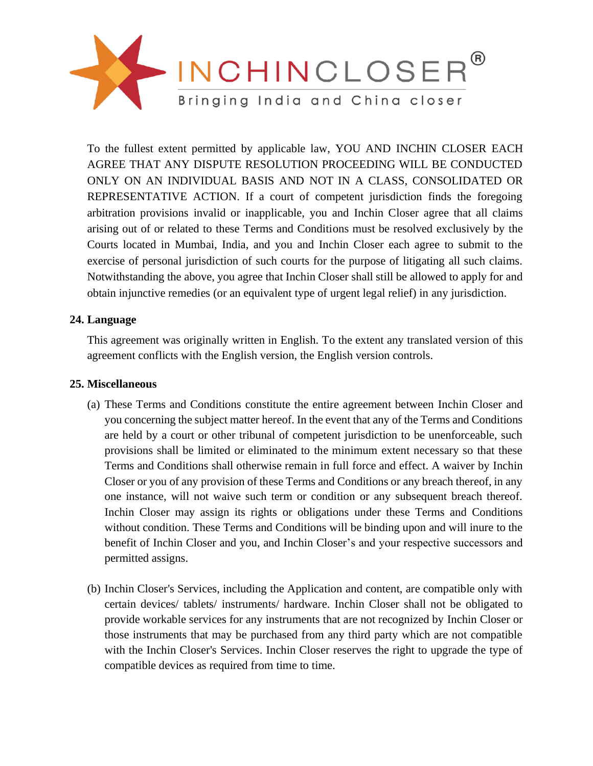To the fullest extent permitted by applicable law, YOU AND INCHIN CLOSER EACH AGREE THAT ANY DISPUTE RESOLUTION PROCEEDING WILL BE CONDUCTED ONLY ON AN INDIVIDUAL BASIS AND NOT IN A CLASS, CONSOLIDATED OR REPRESENTATIVE ACTION. If a court of competent jurisdiction finds the foregoing arbitration provisions invalid or inapplicable, you and Inchin Closer agree that all claims arising out of or related to these Terms and Conditions must be resolved exclusively by the Courts located in Mumbai, India, and you and Inchin Closer each agree to submit to the exercise of personal jurisdiction of such courts for the purpose of litigating all such claims. Notwithstanding the above, you agree that Inchin Closer shall still be allowed to apply for and obtain injunctive remedies (or an equivalent type of urgent legal relief) in any jurisdiction.

**24. Language**

This agreement was originally written in English. To the extent any translated version of this agreement conflicts with the English version, the English version controls.

**25. Miscellaneous**

(a) These Terms and Conditions constitute the entire agreement between Inchin Closer and you concerning the subject matter hereof. In the event that any of the Terms and Conditions are held by a court or other tribunal of competent jurisdiction to be unenforceable, such provisions shall be limited or eliminated to the minimum extent necessary so that these Terms and Conditions shall otherwise remain in full force and effect. A waiver by Inchin Closer or you of any provision of these Terms and Conditions or any breach thereof, in any one instance, will not waive such term or condition or any subsequent breach thereof. Inchin Closer may assign its rights or obligations under these Terms and Conditions without condition. These Terms and Conditions will be binding upon and will inure to the benefit of Inchin Closer and you, and Inchin Closer's and your respective successors and permitted assigns.

(b) Inchin Closer's Services, including the Application and content, are compatible only with certain devices/ tablets/ instruments/ hardware. Inchin Closer shall not be obligated to provide workable services for any instruments that are not recognized by Inchin Closer or those instruments that may be purchased from any third party which are not compatible with the Inchin Closer's Services. Inchin Closer reserves the right to upgrade the type of compatible devices as required from time to time.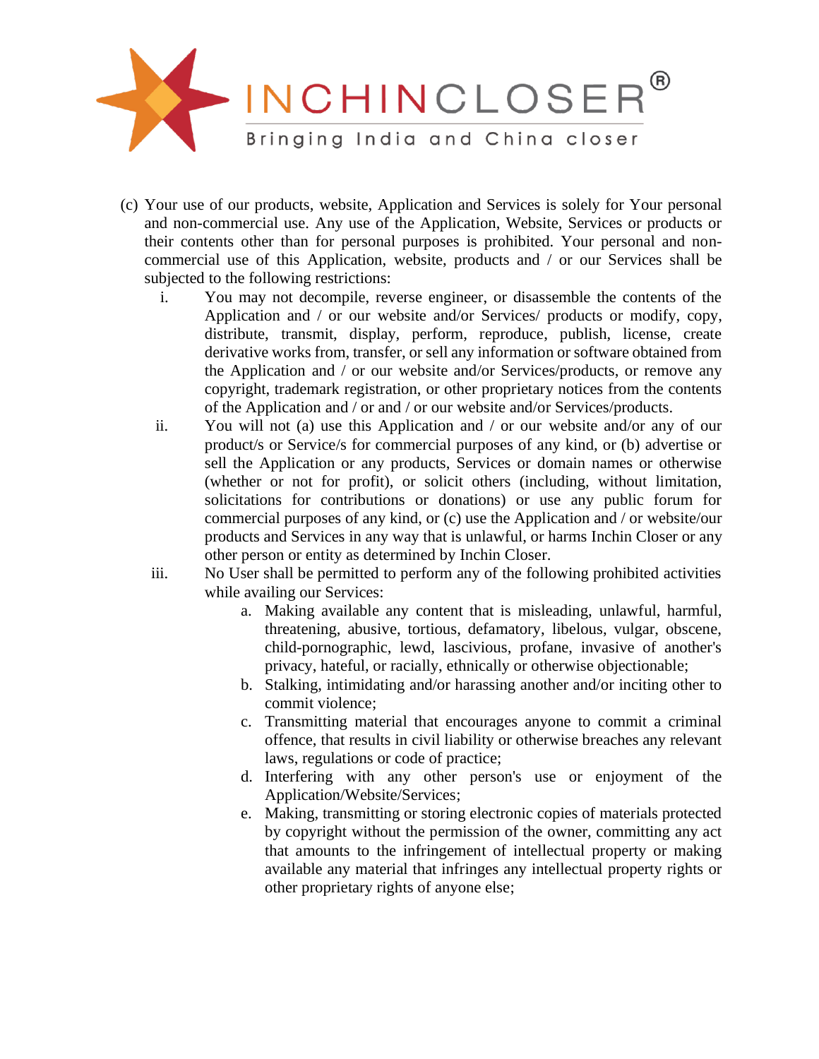(c) Your use of our products, website, Application and Services is solely for Your personal and non-commercial use. Any use of the Application, Website, Services or products or their contents other than for personal purposes is prohibited. Your personal and non-commercial use of this Application, website, products and / or our Services shall be subjected to the following restrictions:

   i. You may not decompile, reverse engineer, or disassemble the contents of the Application and / or our website and/or Services/ products or modify, copy, distribute, transmit, display, perform, reproduce, publish, license, create derivative works from, transfer, or sell any information or software obtained from the Application and / or our website and/or Services/products, or remove any copyright, trademark registration, or other proprietary notices from the contents of the Application and / or and / or our website and/or Services/products.

   ii. You will not (a) use this Application and / or our website and/or any of our product/s or Service/s for commercial purposes of any kind, or (b) advertise or sell the Application or any products, Services or domain names or otherwise (whether or not for profit), or solicit others (including, without limitation, solicitations for contributions or donations) or use any public forum for commercial purposes of any kind, or (c) use the Application and / or website/our products and Services in any way that is unlawful, or harms Inchin Closer or any other person or entity as determined by Inchin Closer.

   iii. No User shall be permitted to perform any of the following prohibited activities while availing our Services:

      a. Making available any content that is misleading, unlawful, harmful, threatening, abusive, tortious, defamatory, libelous, vulgar, obscene, child-pornographic, lewd, lascivious, profane, invasive of another's privacy, hateful, or racially, ethnically or otherwise objectionable;

      b. Stalking, intimidating and/or harassing another and/or inciting other to commit violence;

      c. Transmitting material that encourages anyone to commit a criminal offence, that results in civil liability or otherwise breaches any relevant laws, regulations or code of practice;

      d. Interfering with any other person's use or enjoyment of the Application/Website/Services;

      e. Making, transmitting or storing electronic copies of materials protected by copyright without the permission of the owner, committing any act that amounts to the infringement of intellectual property or making available any material that infringes any intellectual property rights or other proprietary rights of anyone else;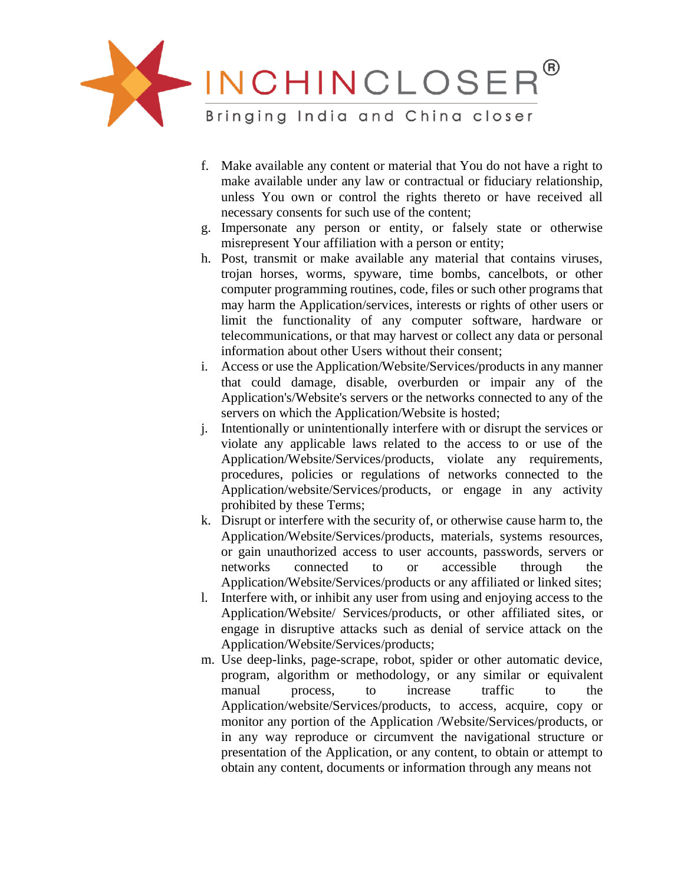f. Make available any content or material that You do not have a right to make available under any law or contractual or fiduciary relationship, unless You own or control the rights thereto or have received all necessary consents for such use of the content;
g. Impersonate any person or entity, or falsely state or otherwise misrepresent Your affiliation with a person or entity;
h. Post, transmit or make available any material that contains viruses, trojan horses, worms, spyware, time bombs, cancelbots, or other computer programming routines, code, files or such other programs that may harm the Application/services, interests or rights of other users or limit the functionality of any computer software, hardware or telecommunications, or that may harvest or collect any data or personal information about other Users without their consent;
i. Access or use the Application/Website/Services/products in any manner that could damage, disable, overburden or impair any of the Application's/Website's servers or the networks connected to any of the servers on which the Application/Website is hosted;
j. Intentionally or unintentionally interfere with or disrupt the services or violate any applicable laws related to the access to or use of the Application/Website/Services/products, violate any requirements, procedures, policies or regulations of networks connected to the Application/website/Services/products, or engage in any activity prohibited by these Terms;
k. Disrupt or interfere with the security of, or otherwise cause harm to, the Application/Website/Services/products, materials, systems resources, or gain unauthorized access to user accounts, passwords, servers or networks connected to or accessible through the Application/Website/Services/products or any affiliated or linked sites;
l. Interfere with, or inhibit any user from using and enjoying access to the Application/Website/ Services/products, or other affiliated sites, or engage in disruptive attacks such as denial of service attack on the Application/Website/Services/products;
m. Use deep-links, page-scrape, robot, spider or other automatic device, program, algorithm or methodology, or any similar or equivalent manual process, to increase traffic to the Application/website/Services/products, to access, acquire, copy or monitor any portion of the Application /Website/Services/products, or in any way reproduce or circumvent the navigational structure or presentation of the Application, or any content, to obtain or attempt to obtain any content, documents or information through any means not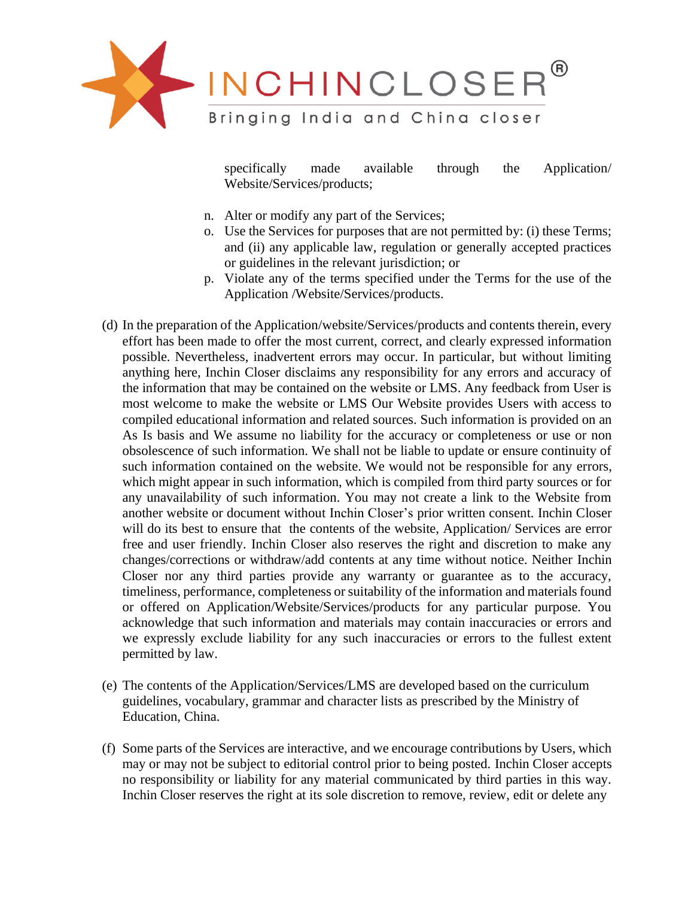specifically made available through the Application/ Website/Services/products;

n. Alter or modify any part of the Services;
o. Use the Services for purposes that are not permitted by: (i) these Terms; and (ii) any applicable law, regulation or generally accepted practices or guidelines in the relevant jurisdiction; or
p. Violate any of the terms specified under the Terms for the use of the Application /Website/Services/products.

(d) In the preparation of the Application/website/Services/products and contents therein, every effort has been made to offer the most current, correct, and clearly expressed information possible. Nevertheless, inadvertent errors may occur. In particular, but without limiting anything here, Inchin Closer disclaims any responsibility for any errors and accuracy of the information that may be contained on the website or LMS. Any feedback from User is most welcome to make the website or LMS Our Website provides Users with access to compiled educational information and related sources. Such information is provided on an As Is basis and We assume no liability for the accuracy or completeness or use or non obsolescence of such information. We shall not be liable to update or ensure continuity of such information contained on the website. We would not be responsible for any errors, which might appear in such information, which is compiled from third party sources or for any unavailability of such information. You may not create a link to the Website from another website or document without Inchin Closer's prior written consent. Inchin Closer will do its best to ensure that the contents of the website, Application/ Services are error free and user friendly. Inchin Closer also reserves the right and discretion to make any changes/corrections or withdraw/add contents at any time without notice. Neither Inchin Closer nor any third parties provide any warranty or guarantee as to the accuracy, timeliness, performance, completeness or suitability of the information and materials found or offered on Application/Website/Services/products for any particular purpose. You acknowledge that such information and materials may contain inaccuracies or errors and we expressly exclude liability for any such inaccuracies or errors to the fullest extent permitted by law.

(e) The contents of the Application/Services/LMS are developed based on the curriculum guidelines, vocabulary, grammar and character lists as prescribed by the Ministry of Education, China.

(f) Some parts of the Services are interactive, and we encourage contributions by Users, which may or may not be subject to editorial control prior to being posted. Inchin Closer accepts no responsibility or liability for any material communicated by third parties in this way. Inchin Closer reserves the right at its sole discretion to remove, review, edit or delete any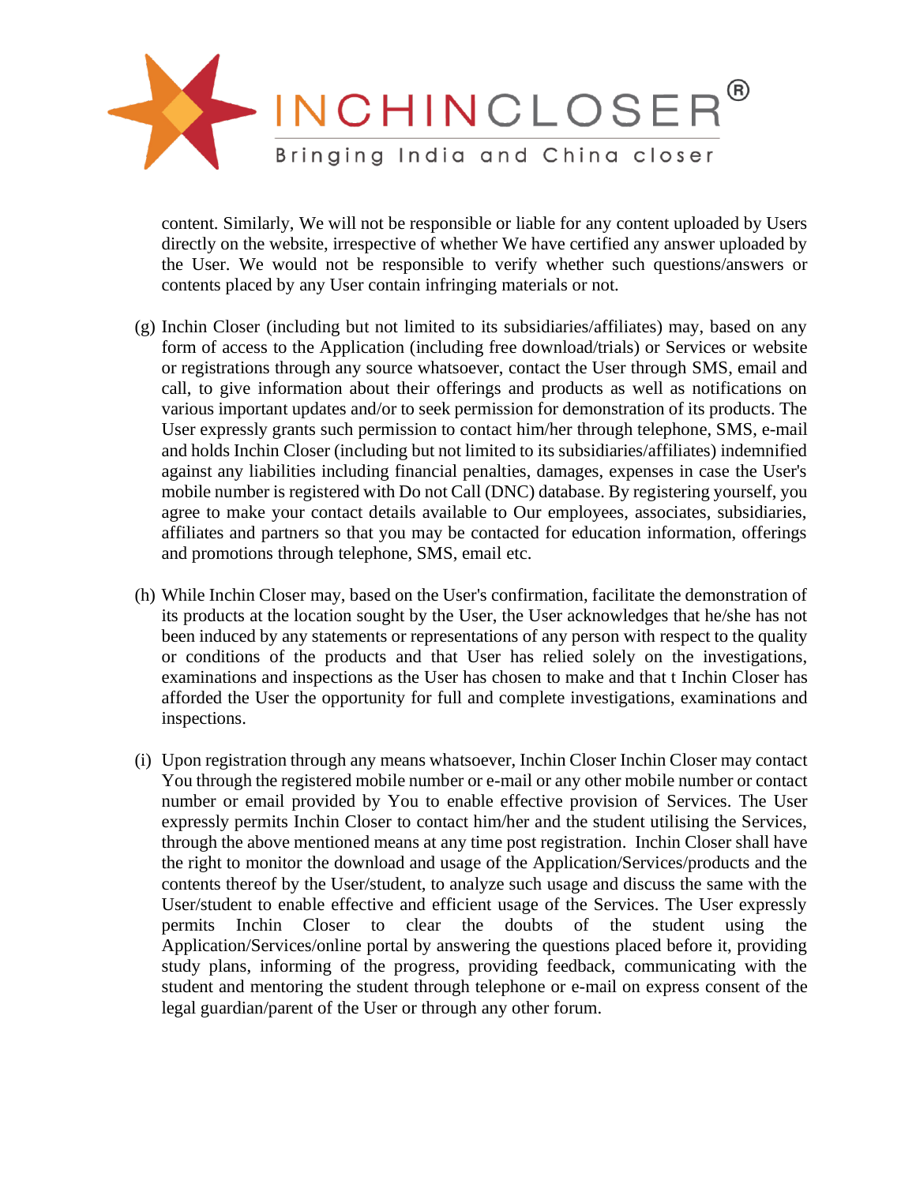content. Similarly, We will not be responsible or liable for any content uploaded by Users directly on the website, irrespective of whether We have certified any answer uploaded by the User. We would not be responsible to verify whether such questions/answers or contents placed by any User contain infringing materials or not.

(g) Inchin Closer (including but not limited to its subsidiaries/affiliates) may, based on any form of access to the Application (including free download/trials) or Services or website or registrations through any source whatsoever, contact the User through SMS, email and call, to give information about their offerings and products as well as notifications on various important updates and/or to seek permission for demonstration of its products. The User expressly grants such permission to contact him/her through telephone, SMS, e-mail and holds Inchin Closer (including but not limited to its subsidiaries/affiliates) indemnified against any liabilities including financial penalties, damages, expenses in case the User's mobile number is registered with Do not Call (DNC) database. By registering yourself, you agree to make your contact details available to Our employees, associates, subsidiaries, affiliates and partners so that you may be contacted for education information, offerings and promotions through telephone, SMS, email etc.

(h) While Inchin Closer may, based on the User's confirmation, facilitate the demonstration of its products at the location sought by the User, the User acknowledges that he/she has not been induced by any statements or representations of any person with respect to the quality or conditions of the products and that User has relied solely on the investigations, examinations and inspections as the User has chosen to make and that t Inchin Closer has afforded the User the opportunity for full and complete investigations, examinations and inspections.

(i) Upon registration through any means whatsoever, Inchin Closer Inchin Closer may contact You through the registered mobile number or e-mail or any other mobile number or contact number or email provided by You to enable effective provision of Services. The User expressly permits Inchin Closer to contact him/her and the student utilising the Services, through the above mentioned means at any time post registration. Inchin Closer shall have the right to monitor the download and usage of the Application/Services/products and the contents thereof by the User/student, to analyze such usage and discuss the same with the User/student to enable effective and efficient usage of the Services. The User expressly permits Inchin Closer to clear the doubts of the student using the Application/Services/online portal by answering the questions placed before it, providing study plans, informing of the progress, providing feedback, communicating with the student and mentoring the student through telephone or e-mail on express consent of the legal guardian/parent of the User or through any other forum.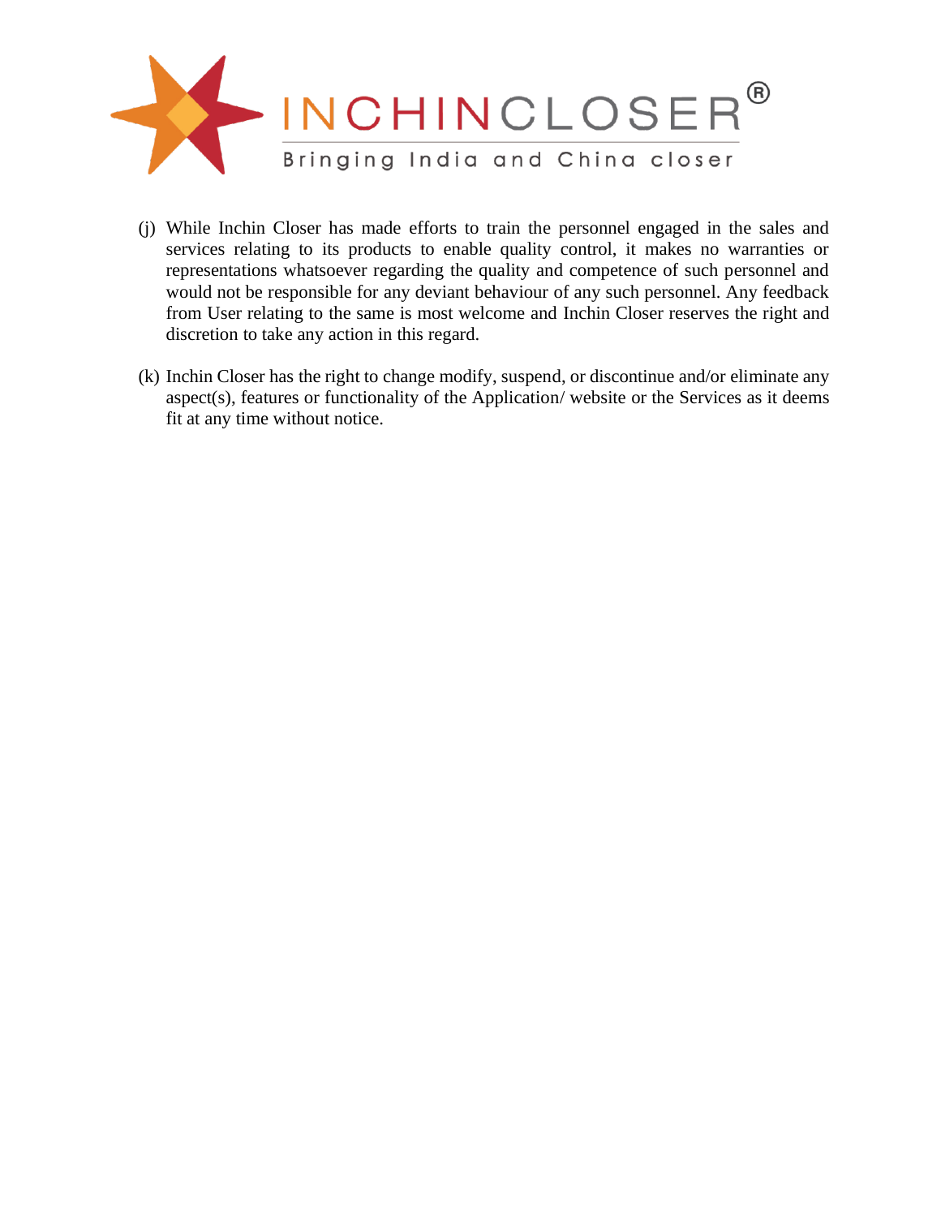(j) While Inchin Closer has made efforts to train the personnel engaged in the sales and services relating to its products to enable quality control, it makes no warranties or representations whatsoever regarding the quality and competence of such personnel and would not be responsible for any deviant behaviour of any such personnel. Any feedback from User relating to the same is most welcome and Inchin Closer reserves the right and discretion to take any action in this regard.

(k) Inchin Closer has the right to change modify, suspend, or discontinue and/or eliminate any aspect(s), features or functionality of the Application/ website or the Services as it deems fit at any time without notice.